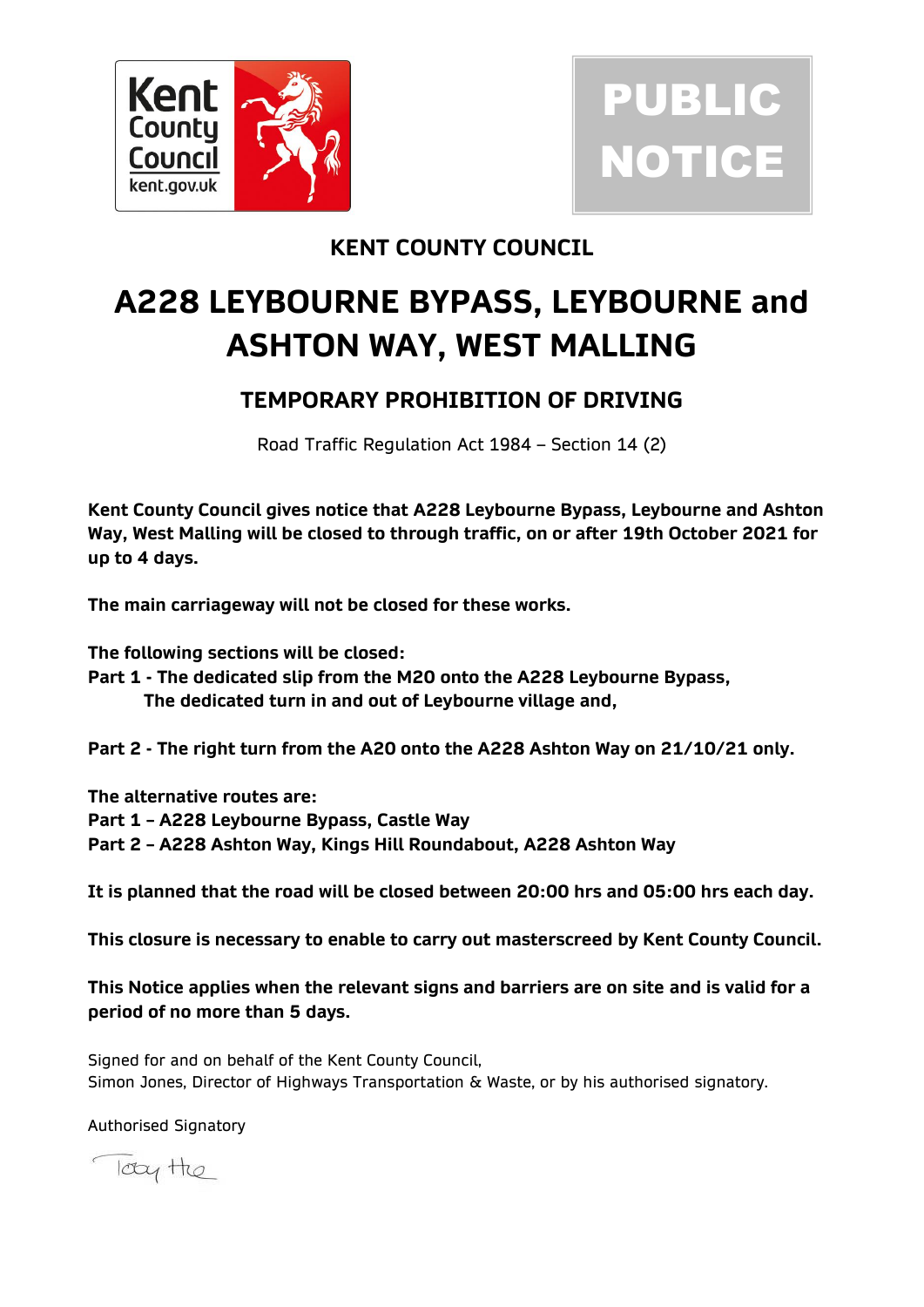# PUBLIC NOTICE

## KENT COUNTY COUNCIL

# A228 LEYBOURNE BYPASS, LEYBOURNE and ASHTON WAY, WEST MALLING

## TEMPORARY PROHIBITION OF DRIVING

Road Traffic Regulation Act 1984 – Section 14 (2)

**Kent County Council gives notice that A228 Leybourne Bypass, Leybourne and Ashton Way, West Malling will be closed to through traffic, on or after 19th October 2021 for up to 4 days.**

**The main carriageway will not be closed for these works.**

**The following sections will be closed:**
**Part 1 - The dedicated slip from the M20 onto the A228 Leybourne Bypass,**
**The dedicated turn in and out of Leybourne village and,**

**Part 2 - The right turn from the A20 onto the A228 Ashton Way on 21/10/21 only.**

**The alternative routes are:**
**Part 1 – A228 Leybourne Bypass, Castle Way**
**Part 2 – A228 Ashton Way, Kings Hill Roundabout, A228 Ashton Way**

**It is planned that the road will be closed between 20:00 hrs and 05:00 hrs each day.**

**This closure is necessary to enable to carry out masterscreed by Kent County Council.**

**This Notice applies when the relevant signs and barriers are on site and is valid for a period of no more than 5 days.**

Signed for and on behalf of the Kent County Council,
Simon Jones, Director of Highways Transportation & Waste, or by his authorised signatory.

Authorised Signatory

Toby Hue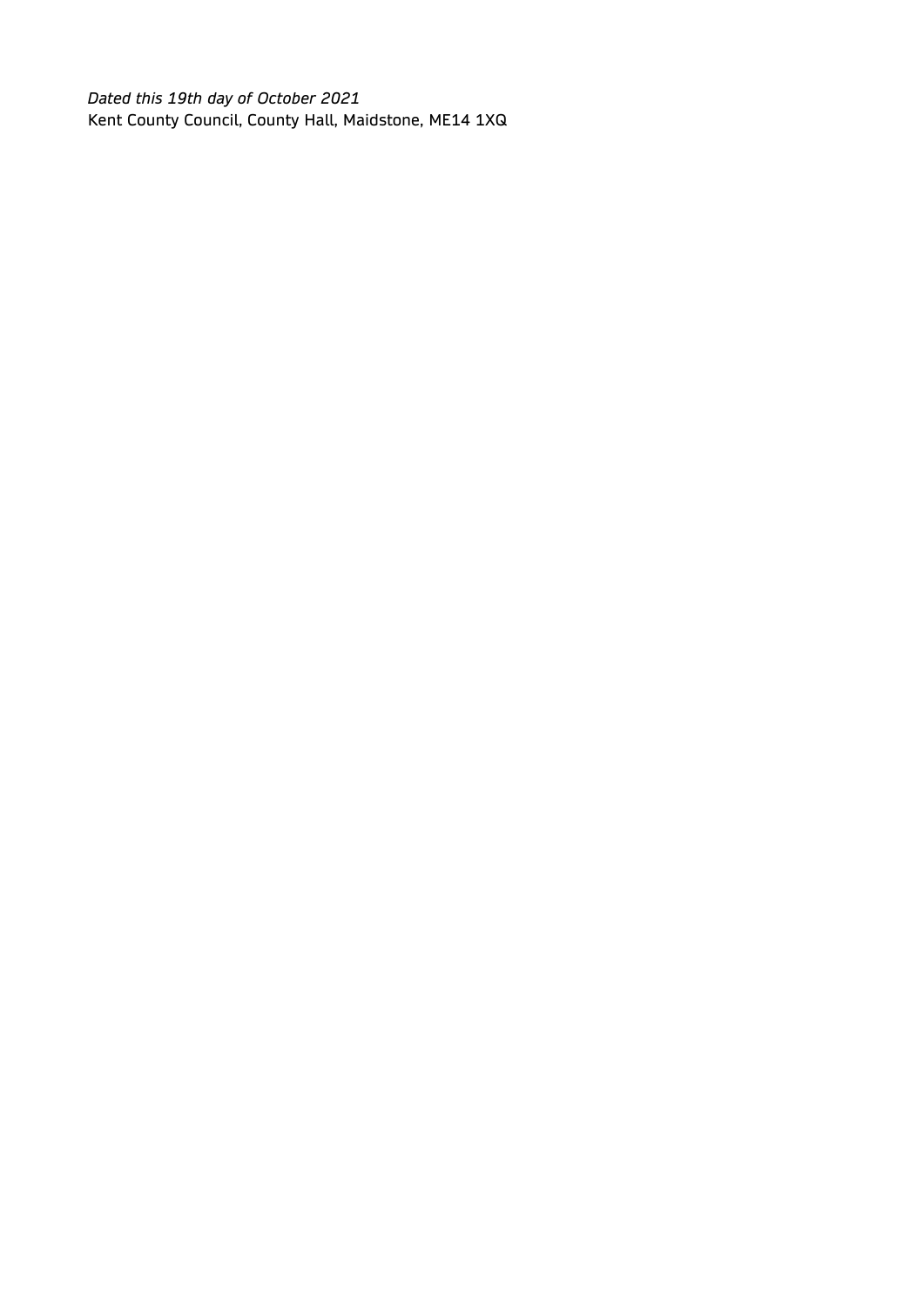*Dated this 19th day of October 2021*
Kent County Council, County Hall, Maidstone, ME14 1XQ